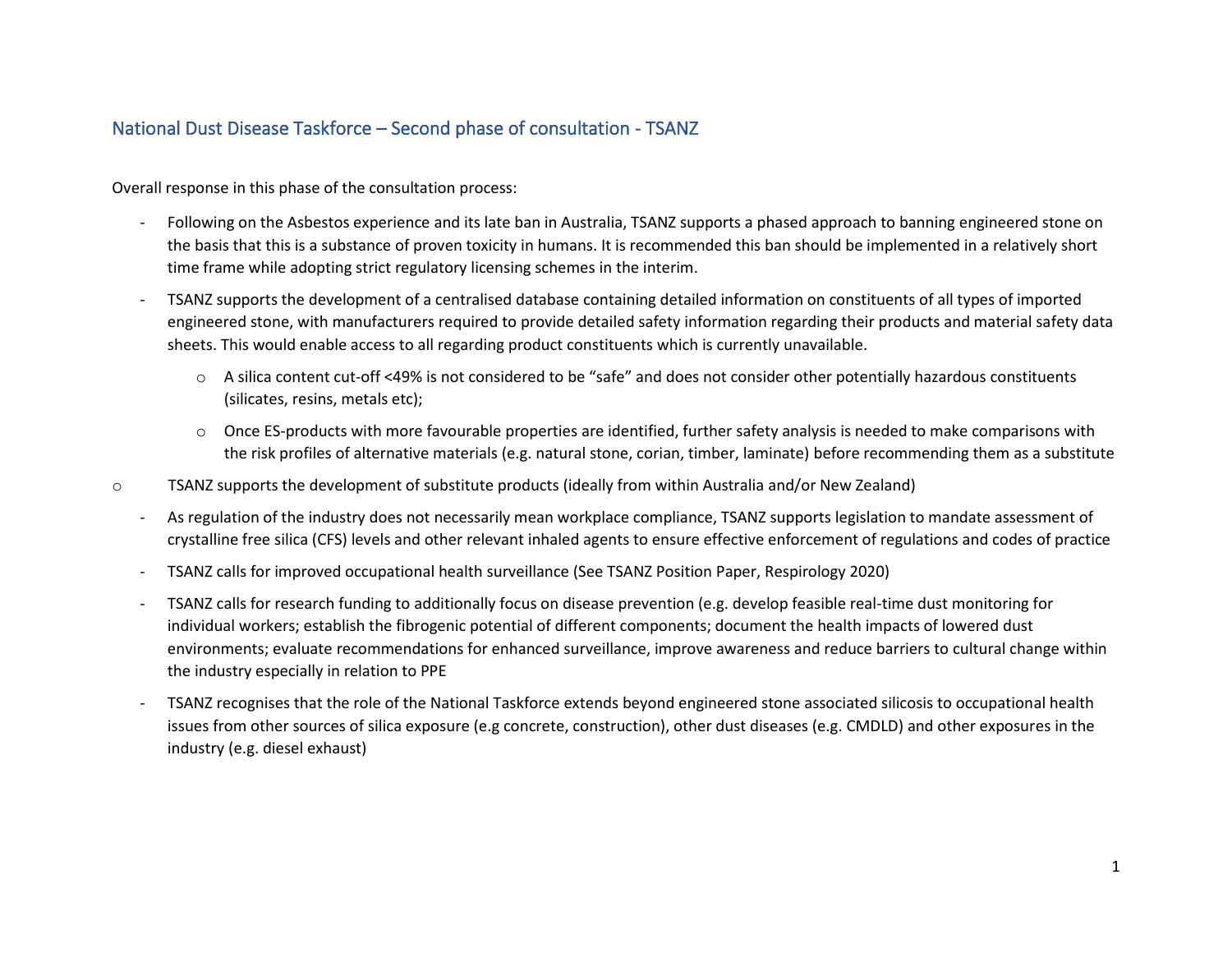## National Dust Disease Taskforce – Second phase of consultation - TSANZ

Overall response in this phase of the consultation process:

- Following on the Asbestos experience and its late ban in Australia, TSANZ supports a phased approach to banning engineered stone on the basis that this is a substance of proven toxicity in humans. It is recommended this ban should be implemented in a relatively short time frame while adopting strict regulatory licensing schemes in the interim.
- TSANZ supports the development of a centralised database containing detailed information on constituents of all types of imported engineered stone, with manufacturers required to provide detailed safety information regarding their products and material safety data sheets. This would enable access to all regarding product constituents which is currently unavailable.
    - A silica content cut-off <49% is not considered to be "safe" and does not consider other potentially hazardous constituents (silicates, resins, metals etc);
    - Once ES-products with more favourable properties are identified, further safety analysis is needed to make comparisons with the risk profiles of alternative materials (e.g. natural stone, corian, timber, laminate) before recommending them as a substitute
- TSANZ supports the development of substitute products (ideally from within Australia and/or New Zealand)
- As regulation of the industry does not necessarily mean workplace compliance, TSANZ supports legislation to mandate assessment of crystalline free silica (CFS) levels and other relevant inhaled agents to ensure effective enforcement of regulations and codes of practice
- TSANZ calls for improved occupational health surveillance (See TSANZ Position Paper, Respirology 2020)
- TSANZ calls for research funding to additionally focus on disease prevention (e.g. develop feasible real-time dust monitoring for individual workers; establish the fibrogenic potential of different components; document the health impacts of lowered dust environments; evaluate recommendations for enhanced surveillance, improve awareness and reduce barriers to cultural change within the industry especially in relation to PPE
- TSANZ recognises that the role of the National Taskforce extends beyond engineered stone associated silicosis to occupational health issues from other sources of silica exposure (e.g concrete, construction), other dust diseases (e.g. CMDLD) and other exposures in the industry (e.g. diesel exhaust)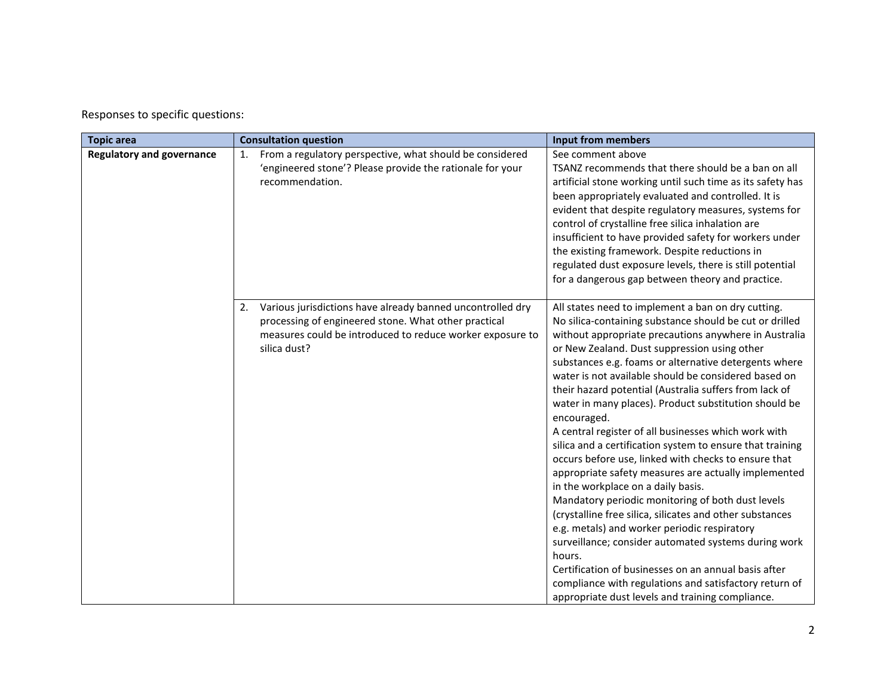Responses to specific questions:

| Topic area | Consultation question | Input from members |
|---|---|---|
| **Regulatory and governance** | 1. From a regulatory perspective, what should be considered 'engineered stone'? Please provide the rationale for your recommendation. | See comment above<br>TSANZ recommends that there should be a ban on all artificial stone working until such time as its safety has been appropriately evaluated and controlled. It is evident that despite regulatory measures, systems for control of crystalline free silica inhalation are insufficient to have provided safety for workers under the existing framework. Despite reductions in regulated dust exposure levels, there is still potential for a dangerous gap between theory and practice. |
| | 2. Various jurisdictions have already banned uncontrolled dry processing of engineered stone. What other practical measures could be introduced to reduce worker exposure to silica dust? | All states need to implement a ban on dry cutting.<br>No silica-containing substance should be cut or drilled without appropriate precautions anywhere in Australia or New Zealand. Dust suppression using other substances e.g. foams or alternative detergents where water is not available should be considered based on their hazard potential (Australia suffers from lack of water in many places). Product substitution should be encouraged.<br>A central register of all businesses which work with silica and a certification system to ensure that training occurs before use, linked with checks to ensure that appropriate safety measures are actually implemented in the workplace on a daily basis.<br>Mandatory periodic monitoring of both dust levels (crystalline free silica, silicates and other substances e.g. metals) and worker periodic respiratory surveillance; consider automated systems during work hours.<br>Certification of businesses on an annual basis after compliance with regulations and satisfactory return of appropriate dust levels and training compliance. |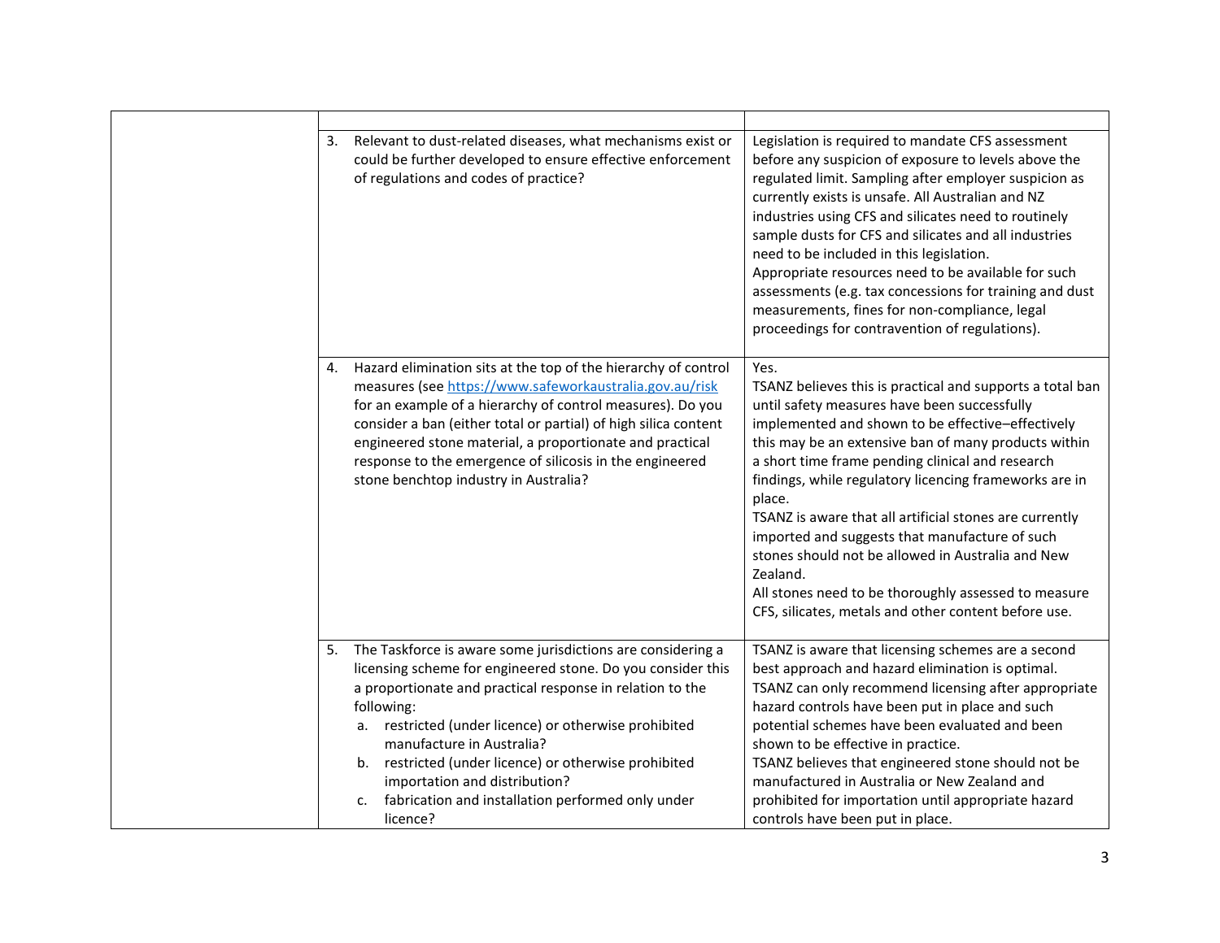| | | |
|---|---|---|
| | | |
| | 3. Relevant to dust-related diseases, what mechanisms exist or could be further developed to ensure effective enforcement of regulations and codes of practice? | Legislation is required to mandate CFS assessment before any suspicion of exposure to levels above the regulated limit. Sampling after employer suspicion as currently exists is unsafe. All Australian and NZ industries using CFS and silicates need to routinely sample dusts for CFS and silicates and all industries need to be included in this legislation.<br>Appropriate resources need to be available for such assessments (e.g. tax concessions for training and dust measurements, fines for non-compliance, legal proceedings for contravention of regulations). |
| | 4. Hazard elimination sits at the top of the hierarchy of control measures (see https://www.safeworkaustralia.gov.au/risk for an example of a hierarchy of control measures). Do you consider a ban (either total or partial) of high silica content engineered stone material, a proportionate and practical response to the emergence of silicosis in the engineered stone benchtop industry in Australia? | Yes.<br>TSANZ believes this is practical and supports a total ban until safety measures have been successfully implemented and shown to be effective–effectively this may be an extensive ban of many products within a short time frame pending clinical and research findings, while regulatory licencing frameworks are in place.<br>TSANZ is aware that all artificial stones are currently imported and suggests that manufacture of such stones should not be allowed in Australia and New Zealand.<br>All stones need to be thoroughly assessed to measure CFS, silicates, metals and other content before use. |
| | 5. The Taskforce is aware some jurisdictions are considering a licensing scheme for engineered stone. Do you consider this a proportionate and practical response in relation to the following:<br>a. restricted (under licence) or otherwise prohibited manufacture in Australia?<br>b. restricted (under licence) or otherwise prohibited importation and distribution?<br>c. fabrication and installation performed only under licence? | TSANZ is aware that licensing schemes are a second best approach and hazard elimination is optimal.<br>TSANZ can only recommend licensing after appropriate hazard controls have been put in place and such potential schemes have been evaluated and been shown to be effective in practice.<br>TSANZ believes that engineered stone should not be manufactured in Australia or New Zealand and prohibited for importation until appropriate hazard controls have been put in place. |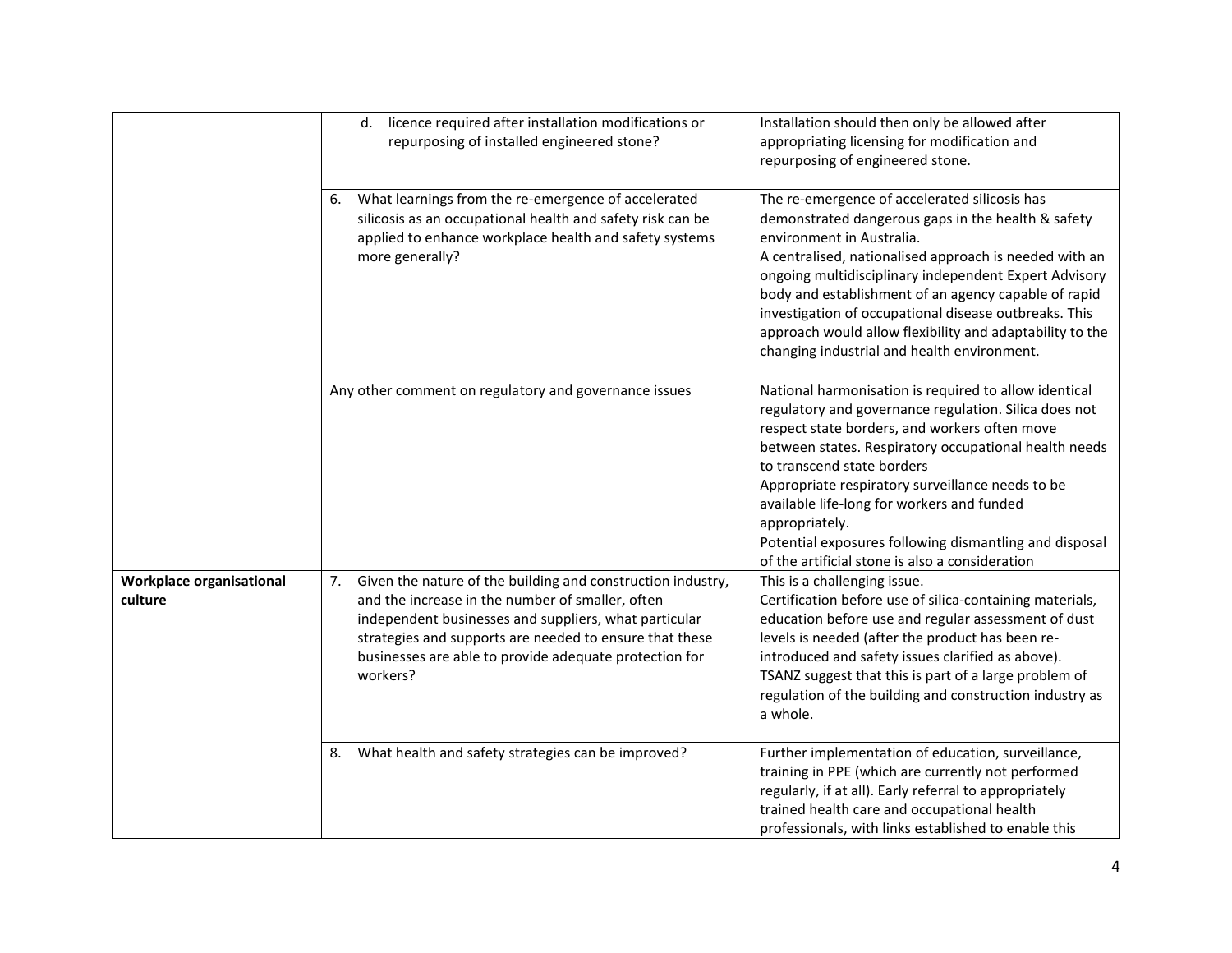| | | |
|---|---|---|
| | d. licence required after installation modifications or repurposing of installed engineered stone? | Installation should then only be allowed after appropriating licensing for modification and repurposing of engineered stone. |
| | 6. What learnings from the re-emergence of accelerated silicosis as an occupational health and safety risk can be applied to enhance workplace health and safety systems more generally? | The re-emergence of accelerated silicosis has demonstrated dangerous gaps in the health & safety environment in Australia.<br>A centralised, nationalised approach is needed with an ongoing multidisciplinary independent Expert Advisory body and establishment of an agency capable of rapid investigation of occupational disease outbreaks. This approach would allow flexibility and adaptability to the changing industrial and health environment. |
| | Any other comment on regulatory and governance issues | National harmonisation is required to allow identical regulatory and governance regulation. Silica does not respect state borders, and workers often move between states. Respiratory occupational health needs to transcend state borders<br>Appropriate respiratory surveillance needs to be available life-long for workers and funded appropriately.<br>Potential exposures following dismantling and disposal of the artificial stone is also a consideration |
| **Workplace organisational culture** | 7. Given the nature of the building and construction industry, and the increase in the number of smaller, often independent businesses and suppliers, what particular strategies and supports are needed to ensure that these businesses are able to provide adequate protection for workers? | This is a challenging issue.<br>Certification before use of silica-containing materials, education before use and regular assessment of dust levels is needed (after the product has been re-introduced and safety issues clarified as above).<br>TSANZ suggest that this is part of a large problem of regulation of the building and construction industry as a whole. |
| | 8. What health and safety strategies can be improved? | Further implementation of education, surveillance, training in PPE (which are currently not performed regularly, if at all). Early referral to appropriately trained health care and occupational health professionals, with links established to enable this |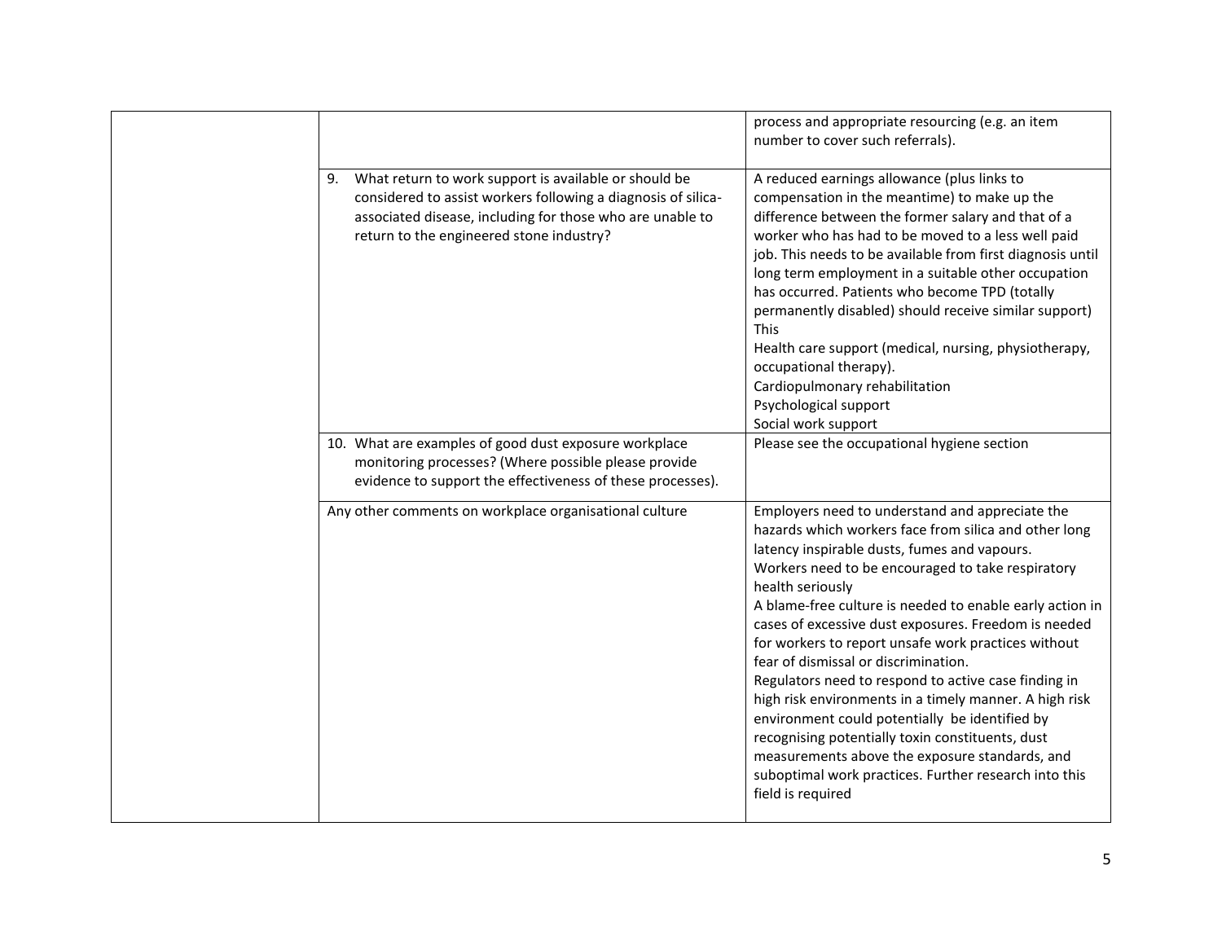| | | |
|---|---|---|
| | | process and appropriate resourcing (e.g. an item number to cover such referrals). |
| | 9. What return to work support is available or should be considered to assist workers following a diagnosis of silica-associated disease, including for those who are unable to return to the engineered stone industry? | A reduced earnings allowance (plus links to compensation in the meantime) to make up the difference between the former salary and that of a worker who has had to be moved to a less well paid job. This needs to be available from first diagnosis until long term employment in a suitable other occupation has occurred. Patients who become TPD (totally permanently disabled) should receive similar support) This<br>Health care support (medical, nursing, physiotherapy, occupational therapy).<br>Cardiopulmonary rehabilitation<br>Psychological support<br>Social work support |
| | 10. What are examples of good dust exposure workplace monitoring processes? (Where possible please provide evidence to support the effectiveness of these processes). | Please see the occupational hygiene section |
| | Any other comments on workplace organisational culture | Employers need to understand and appreciate the hazards which workers face from silica and other long latency inspirable dusts, fumes and vapours.<br>Workers need to be encouraged to take respiratory health seriously<br>A blame-free culture is needed to enable early action in cases of excessive dust exposures. Freedom is needed for workers to report unsafe work practices without fear of dismissal or discrimination.<br>Regulators need to respond to active case finding in high risk environments in a timely manner. A high risk environment could potentially be identified by recognising potentially toxin constituents, dust measurements above the exposure standards, and suboptimal work practices. Further research into this field is required |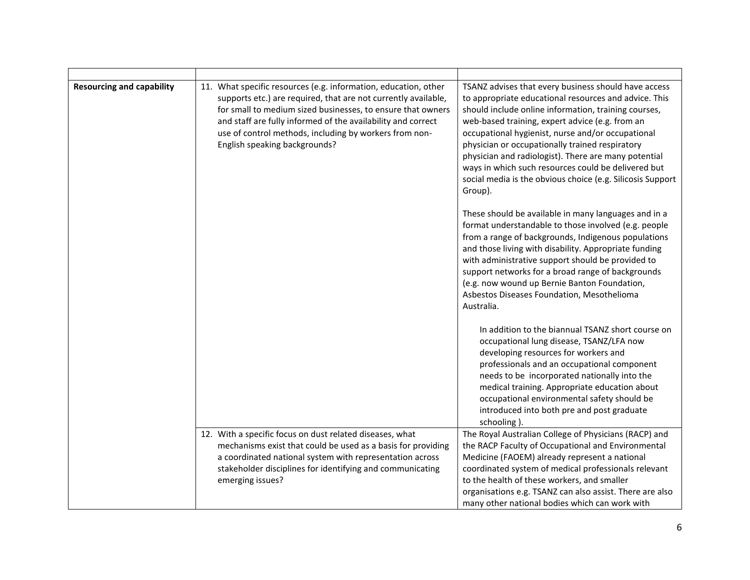| | | |
|---|---|---|
| **Resourcing and capability** | 11. What specific resources (e.g. information, education, other supports etc.) are required, that are not currently available, for small to medium sized businesses, to ensure that owners and staff are fully informed of the availability and correct use of control methods, including by workers from non-English speaking backgrounds? | TSANZ advises that every business should have access to appropriate educational resources and advice. This should include online information, training courses, web-based training, expert advice (e.g. from an occupational hygienist, nurse and/or occupational physician or occupationally trained respiratory physician and radiologist). There are many potential ways in which such resources could be delivered but social media is the obvious choice (e.g. Silicosis Support Group).<br><br>These should be available in many languages and in a format understandable to those involved (e.g. people from a range of backgrounds, Indigenous populations and those living with disability. Appropriate funding with administrative support should be provided to support networks for a broad range of backgrounds (e.g. now wound up Bernie Banton Foundation, Asbestos Diseases Foundation, Mesothelioma Australia.<br><br>In addition to the biannual TSANZ short course on occupational lung disease, TSANZ/LFA now developing resources for workers and professionals and an occupational component needs to be incorporated nationally into the medical training. Appropriate education about occupational environmental safety should be introduced into both pre and post graduate schooling ). |
| | 12. With a specific focus on dust related diseases, what mechanisms exist that could be used as a basis for providing a coordinated national system with representation across stakeholder disciplines for identifying and communicating emerging issues? | The Royal Australian College of Physicians (RACP) and the RACP Faculty of Occupational and Environmental Medicine (FAOEM) already represent a national coordinated system of medical professionals relevant to the health of these workers, and smaller organisations e.g. TSANZ can also assist. There are also many other national bodies which can work with |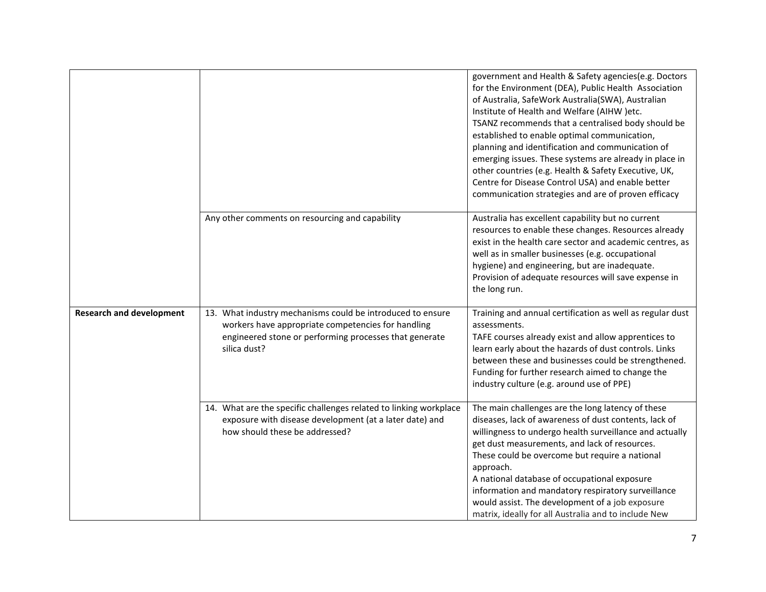| | | |
|---|---|---|
| | | government and Health & Safety agencies(e.g. Doctors for the Environment (DEA), Public Health Association of Australia, SafeWork Australia(SWA), Australian Institute of Health and Welfare (AIHW )etc.<br>TSANZ recommends that a centralised body should be established to enable optimal communication, planning and identification and communication of emerging issues. These systems are already in place in other countries (e.g. Health & Safety Executive, UK, Centre for Disease Control USA) and enable better communication strategies and are of proven efficacy |
| | Any other comments on resourcing and capability | Australia has excellent capability but no current resources to enable these changes. Resources already exist in the health care sector and academic centres, as well as in smaller businesses (e.g. occupational hygiene) and engineering, but are inadequate. Provision of adequate resources will save expense in the long run. |
| **Research and development** | 13. What industry mechanisms could be introduced to ensure workers have appropriate competencies for handling engineered stone or performing processes that generate silica dust? | Training and annual certification as well as regular dust assessments.<br>TAFE courses already exist and allow apprentices to learn early about the hazards of dust controls. Links between these and businesses could be strengthened.<br>Funding for further research aimed to change the industry culture (e.g. around use of PPE) |
| | 14. What are the specific challenges related to linking workplace exposure with disease development (at a later date) and how should these be addressed? | The main challenges are the long latency of these diseases, lack of awareness of dust contents, lack of willingness to undergo health surveillance and actually get dust measurements, and lack of resources.<br>These could be overcome but require a national approach.<br>A national database of occupational exposure information and mandatory respiratory surveillance would assist. The development of a job exposure matrix, ideally for all Australia and to include New |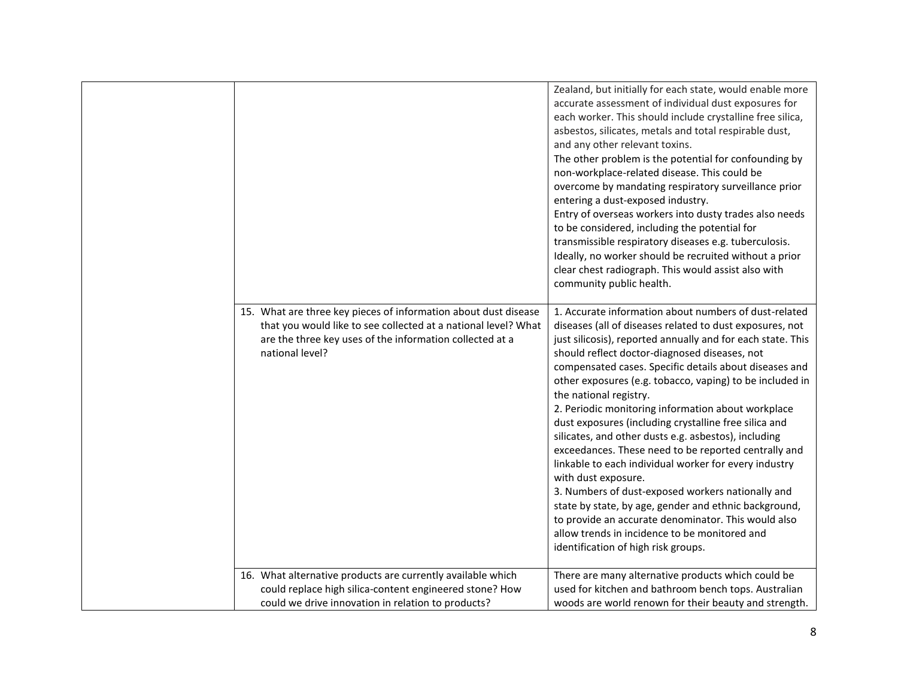| | | |
|---|---|---|
| | | Zealand, but initially for each state, would enable more accurate assessment of individual dust exposures for each worker. This should include crystalline free silica, asbestos, silicates, metals and total respirable dust, and any other relevant toxins.<br>The other problem is the potential for confounding by non-workplace-related disease. This could be overcome by mandating respiratory surveillance prior entering a dust-exposed industry.<br>Entry of overseas workers into dusty trades also needs to be considered, including the potential for transmissible respiratory diseases e.g. tuberculosis. Ideally, no worker should be recruited without a prior clear chest radiograph. This would assist also with community public health. |
| | 15. What are three key pieces of information about dust disease that you would like to see collected at a national level? What are the three key uses of the information collected at a national level? | 1. Accurate information about numbers of dust-related diseases (all of diseases related to dust exposures, not just silicosis), reported annually and for each state. This should reflect doctor-diagnosed diseases, not compensated cases. Specific details about diseases and other exposures (e.g. tobacco, vaping) to be included in the national registry.<br>2. Periodic monitoring information about workplace dust exposures (including crystalline free silica and silicates, and other dusts e.g. asbestos), including exceedances. These need to be reported centrally and linkable to each individual worker for every industry with dust exposure.<br>3. Numbers of dust-exposed workers nationally and state by state, by age, gender and ethnic background, to provide an accurate denominator. This would also allow trends in incidence to be monitored and identification of high risk groups. |
| | 16. What alternative products are currently available which could replace high silica-content engineered stone? How could we drive innovation in relation to products? | There are many alternative products which could be used for kitchen and bathroom bench tops. Australian woods are world renown for their beauty and strength. |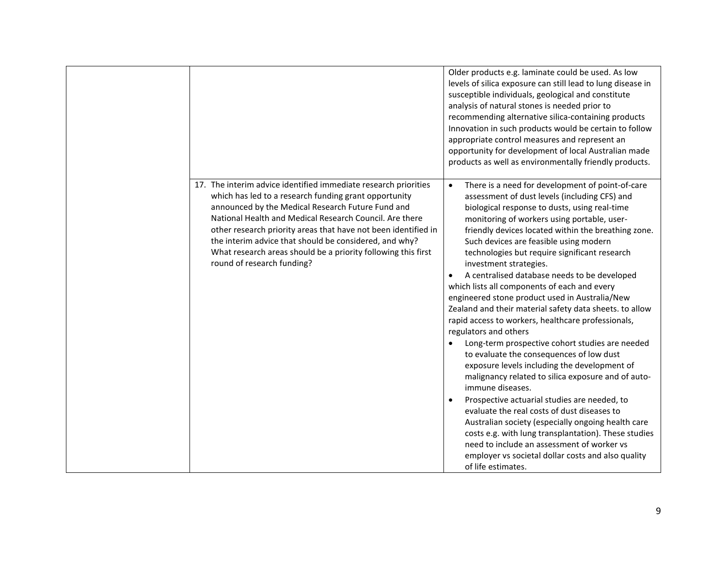| | | |
|---|---|---|
| | | Older products e.g. laminate could be used. As low levels of silica exposure can still lead to lung disease in susceptible individuals, geological and constitute analysis of natural stones is needed prior to recommending alternative silica-containing products Innovation in such products would be certain to follow appropriate control measures and represent an opportunity for development of local Australian made products as well as environmentally friendly products. |
| | 17. The interim advice identified immediate research priorities which has led to a research funding grant opportunity announced by the Medical Research Future Fund and National Health and Medical Research Council. Are there other research priority areas that have not been identified in the interim advice that should be considered, and why? What research areas should be a priority following this first round of research funding? | • There is a need for development of point-of-care assessment of dust levels (including CFS) and biological response to dusts, using real-time monitoring of workers using portable, user-friendly devices located within the breathing zone. Such devices are feasible using modern technologies but require significant research investment strategies.<br>• A centralised database needs to be developed which lists all components of each and every engineered stone product used in Australia/New Zealand and their material safety data sheets. to allow rapid access to workers, healthcare professionals, regulators and others<br>• Long-term prospective cohort studies are needed to evaluate the consequences of low dust exposure levels including the development of malignancy related to silica exposure and of auto-immune diseases.<br>• Prospective actuarial studies are needed, to evaluate the real costs of dust diseases to Australian society (especially ongoing health care costs e.g. with lung transplantation). These studies need to include an assessment of worker vs employer vs societal dollar costs and also quality of life estimates. |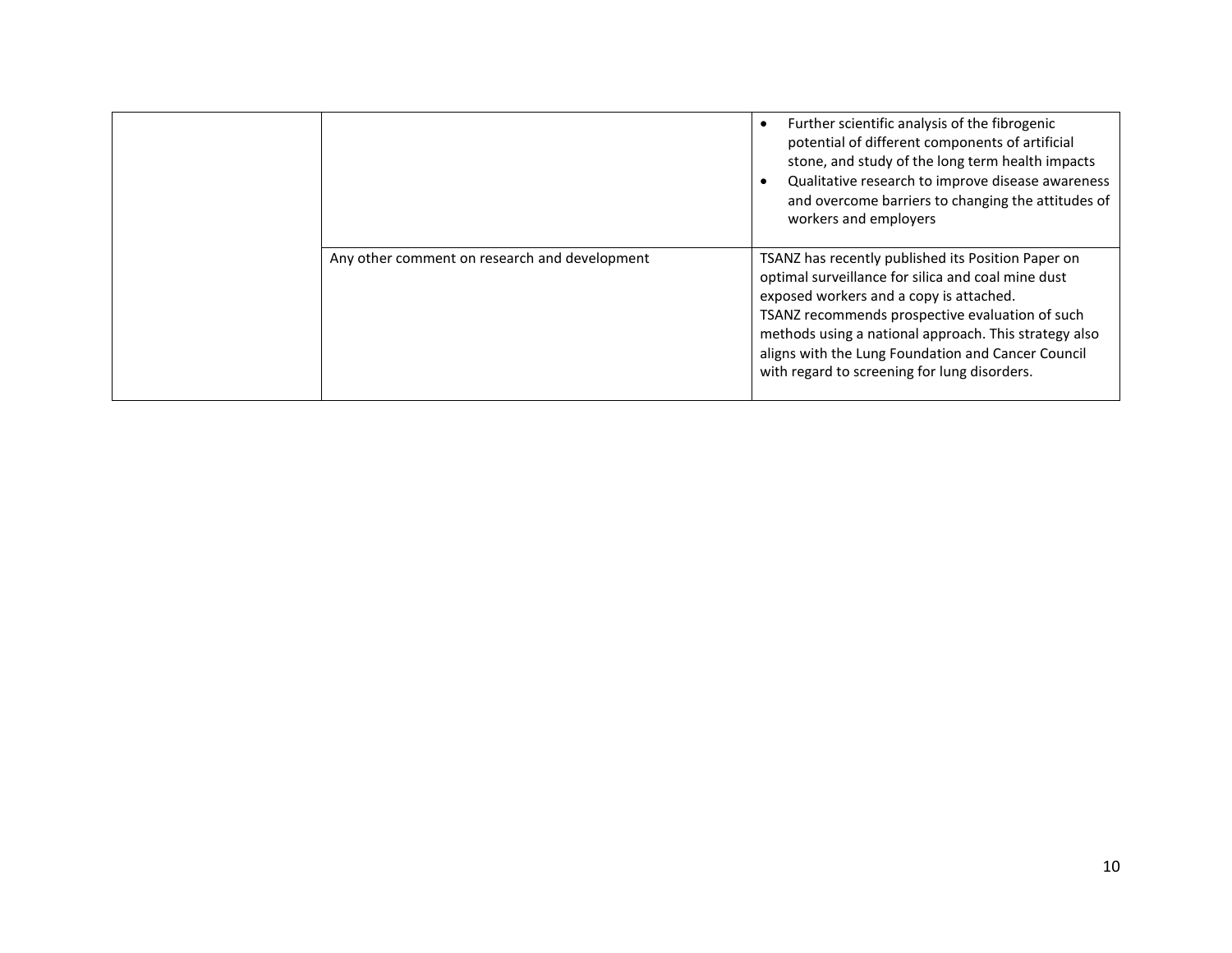| | | |
|---|---|---|
| | | • Further scientific analysis of the fibrogenic potential of different components of artificial stone, and study of the long term health impacts<br>• Qualitative research to improve disease awareness and overcome barriers to changing the attitudes of workers and employers |
| | Any other comment on research and development | TSANZ has recently published its Position Paper on optimal surveillance for silica and coal mine dust exposed workers and a copy is attached.<br>TSANZ recommends prospective evaluation of such methods using a national approach. This strategy also aligns with the Lung Foundation and Cancer Council with regard to screening for lung disorders. |